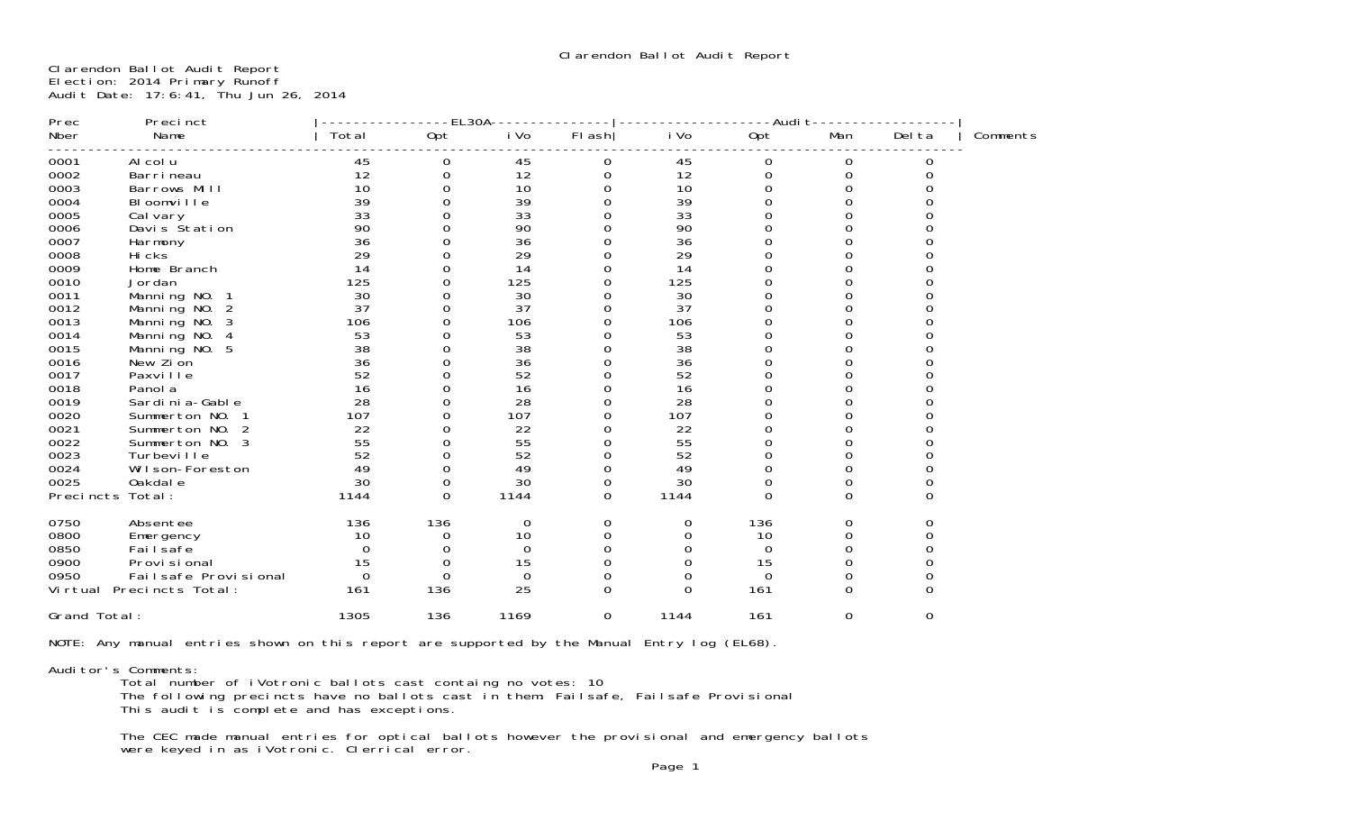# Clarendon Ballot Audit Report

Clarendon Ballot Audit Report
Election: 2014 Primary Runoff
Audit Date: 17:6:41, Thu Jun 26, 2014

| Prec Nber | Precinct Name | EL30A Total | EL30A Opt | EL30A iVo | EL30A Flash | Audit iVo | Audit Opt | Audit Man | Audit Delta | Comments |
|---|---|---|---|---|---|---|---|---|---|---|
| 0001 | Alcolu | 45 | 0 | 45 | 0 | 45 | 0 | 0 | 0 | |
| 0002 | Barrineau | 12 | 0 | 12 | 0 | 12 | 0 | 0 | 0 | |
| 0003 | Barrows Mill | 10 | 0 | 10 | 0 | 10 | 0 | 0 | 0 | |
| 0004 | Bloomville | 39 | 0 | 39 | 0 | 39 | 0 | 0 | 0 | |
| 0005 | Calvary | 33 | 0 | 33 | 0 | 33 | 0 | 0 | 0 | |
| 0006 | Davis Station | 90 | 0 | 90 | 0 | 90 | 0 | 0 | 0 | |
| 0007 | Harmony | 36 | 0 | 36 | 0 | 36 | 0 | 0 | 0 | |
| 0008 | Hicks | 29 | 0 | 29 | 0 | 29 | 0 | 0 | 0 | |
| 0009 | Home Branch | 14 | 0 | 14 | 0 | 14 | 0 | 0 | 0 | |
| 0010 | Jordan | 125 | 0 | 125 | 0 | 125 | 0 | 0 | 0 | |
| 0011 | Manning NO. 1 | 30 | 0 | 30 | 0 | 30 | 0 | 0 | 0 | |
| 0012 | Manning NO. 2 | 37 | 0 | 37 | 0 | 37 | 0 | 0 | 0 | |
| 0013 | Manning NO. 3 | 106 | 0 | 106 | 0 | 106 | 0 | 0 | 0 | |
| 0014 | Manning NO. 4 | 53 | 0 | 53 | 0 | 53 | 0 | 0 | 0 | |
| 0015 | Manning NO. 5 | 38 | 0 | 38 | 0 | 38 | 0 | 0 | 0 | |
| 0016 | New Zion | 36 | 0 | 36 | 0 | 36 | 0 | 0 | 0 | |
| 0017 | Paxville | 52 | 0 | 52 | 0 | 52 | 0 | 0 | 0 | |
| 0018 | Panola | 16 | 0 | 16 | 0 | 16 | 0 | 0 | 0 | |
| 0019 | Sardinia-Gable | 28 | 0 | 28 | 0 | 28 | 0 | 0 | 0 | |
| 0020 | Summerton NO. 1 | 107 | 0 | 107 | 0 | 107 | 0 | 0 | 0 | |
| 0021 | Summerton NO. 2 | 22 | 0 | 22 | 0 | 22 | 0 | 0 | 0 | |
| 0022 | Summerton NO. 3 | 55 | 0 | 55 | 0 | 55 | 0 | 0 | 0 | |
| 0023 | Turbeville | 52 | 0 | 52 | 0 | 52 | 0 | 0 | 0 | |
| 0024 | Wilson-Foreston | 49 | 0 | 49 | 0 | 49 | 0 | 0 | 0 | |
| 0025 | Oakdale | 30 | 0 | 30 | 0 | 30 | 0 | 0 | 0 | |
| Precincts Total: | | 1144 | 0 | 1144 | 0 | 1144 | 0 | 0 | 0 | |
| 0750 | Absentee | 136 | 136 | 0 | 0 | 0 | 136 | 0 | 0 | |
| 0800 | Emergency | 10 | 0 | 10 | 0 | 0 | 10 | 0 | 0 | |
| 0850 | Failsafe | 0 | 0 | 0 | 0 | 0 | 0 | 0 | 0 | |
| 0900 | Provisional | 15 | 0 | 15 | 0 | 0 | 15 | 0 | 0 | |
| 0950 | Failsafe Provisional | 0 | 0 | 0 | 0 | 0 | 0 | 0 | 0 | |
| Virtual Precincts Total: | | 161 | 136 | 25 | 0 | 0 | 161 | 0 | 0 | |
| Grand Total: | | 1305 | 136 | 1169 | 0 | 1144 | 161 | 0 | 0 | |

NOTE: Any manual entries shown on this report are supported by the Manual Entry log (EL68).

Auditor's Comments:
Total number of iVotronic ballots cast containg no votes: 10
The following precincts have no ballots cast in them: Failsafe, Failsafe Provisional
This audit is complete and has exceptions.

The CEC made manual entries for optical ballots however the provisional and emergency ballots were keyed in as iVotronic. Clerical error.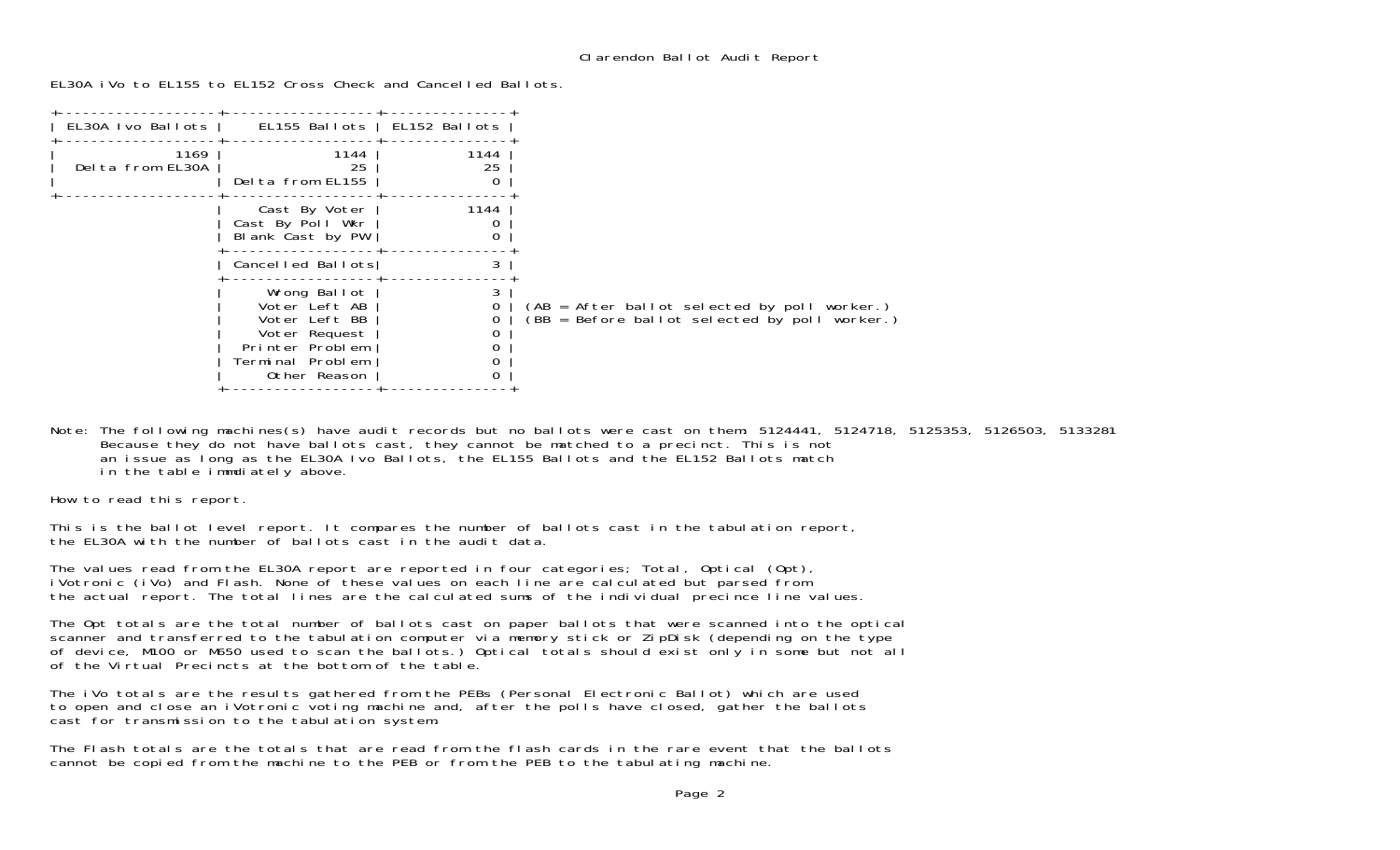# Clarendon Ballot Audit Report

EL30A iVo to EL155 to EL152 Cross Check and Cancelled Ballots.

| EL30A Ivo Ballots | EL155 Ballots | EL152 Ballots | |
|---|---|---|---|
| 1169 | 1144 | 1144 | |
| Delta from EL30A | 25 | 25 | |
| | Delta from EL155 | 0 | |
| | Cast By Voter | 1144 | |
| | Cast By Poll Wkr | 0 | |
| | Blank Cast by PW | 0 | |
| | Cancelled Ballots | 3 | |
| | Wrong Ballot | 3 | |
| | Voter Left AB | 0 | (AB = After ballot selected by poll worker.) |
| | Voter Left BB | 0 | (BB = Before ballot selected by poll worker.) |
| | Voter Request | 0 | |
| | Printer Problem | 0 | |
| | Terminal Problem | 0 | |
| | Other Reason | 0 | |

Note: The following machines(s) have audit records but no ballots were cast on them: 5124441, 5124718, 5125353, 5126503, 5133281
Because they do not have ballots cast, they cannot be matched to a precinct. This is not an issue as long as the EL30A Ivo Ballots, the EL155 Ballots and the EL152 Ballots match in the table immdiately above.

How to read this report.

This is the ballot level report. It compares the number of ballots cast in the tabulation report, the EL30A with the number of ballots cast in the audit data.

The values read from the EL30A report are reported in four categories; Total, Optical (Opt), iVotronic (iVo) and Flash. None of these values on each line are calculated but parsed from the actual report. The total lines are the calculated sums of the individual precince line values.

The Opt totals are the total number of ballots cast on paper ballots that were scanned into the optical scanner and transferred to the tabulation computer via memory stick or ZipDisk (depending on the type of device, M100 or M650 used to scan the ballots.) Optical totals should exist only in some but not all of the Virtual Precincts at the bottom of the table.

The iVo totals are the results gathered from the PEBs (Personal Electronic Ballot) which are used to open and close an iVotronic voting machine and, after the polls have closed, gather the ballots cast for transmission to the tabulation system.

The Flash totals are the totals that are read from the flash cards in the rare event that the ballots cannot be copied from the machine to the PEB or from the PEB to the tabulating machine.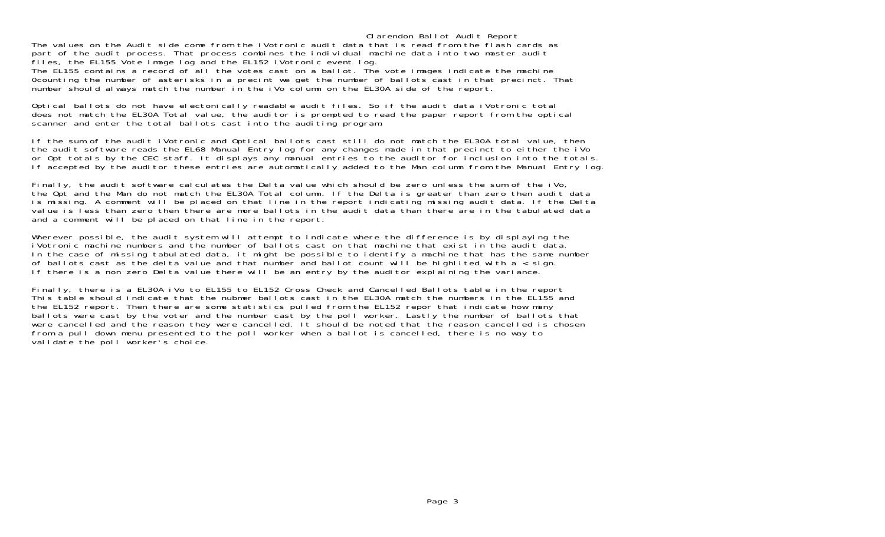# Clarendon Ballot Audit Report

The values on the Audit side come from the iVotronic audit data that is read from the flash cards as part of the audit process. That process combines the individual machine data into two master audit files, the EL155 Vote image log and the EL152 iVotronic event log.
The EL155 contains a record of all the votes cast on a ballot. The vote images indicate the machine 0counting the number of asterisks in a precint we get the number of ballots cast in that precinct. That number should always match the number in the iVo column on the EL30A side of the report.

Optical ballots do not have electonically readable audit files. So if the audit data iVotronic total does not match the EL30A Total value, the auditor is prompted to read the paper report from the optical scanner and enter the total ballots cast into the auditing program.

If the sum of the audit iVotronic and Optical ballots cast still do not match the EL30A total value, then the audit software reads the EL68 Manual Entry log for any changes made in that precinct to either the iVo or Opt totals by the CEC staff. It displays any manual entries to the auditor for inclusion into the totals. If accepted by the auditor these entries are automatically added to the Man column from the Manual Entry log.

Finally, the audit software calculates the Delta value which should be zero unless the sum of the iVo, the Opt and the Man do not match the EL30A Total column. If the Delta is greater than zero then audit data is missing. A comment will be placed on that line in the report indicating missing audit data. If the Delta value is less than zero then there are more ballots in the audit data than there are in the tabulated data and a comment will be placed on that line in the report.

Wherever possible, the audit system will attempt to indicate where the difference is by displaying the iVotronic machine numbers and the number of ballots cast on that machine that exist in the audit data. In the case of missing tabulated data, it might be possible to identify a machine that has the same number of ballots cast as the delta value and that number and ballot count will be highlited with a < sign. If there is a non zero Delta value there will be an entry by the auditor explaining the variance.

Finally, there is a EL30A iVo to EL155 to EL152 Cross Check and Cancelled Ballots table in the report This table should indicate that the nubmer ballots cast in the EL30A match the numbers in the EL155 and the EL152 report. Then there are some statistics pulled from the EL152 repor that indicate how many ballots were cast by the voter and the number cast by the poll worker. Lastly the number of ballots that were cancelled and the reason they were cancelled. It should be noted that the reason cancelled is chosen from a pull down menu presented to the poll worker when a ballot is cancelled, there is no way to validate the poll worker's choice.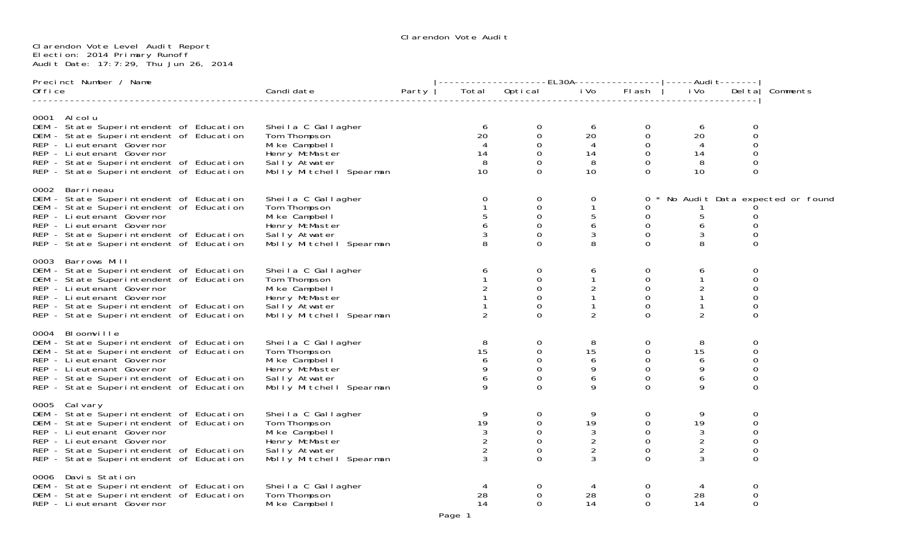# Clarendon Vote Audit

Clarendon Vote Level Audit Report
Election: 2014 Primary Runoff
Audit Date: 17:7:29, Thu Jun 26, 2014

| Precinct Number / Name / Office | Candidate | Party | EL30A Total | EL30A Optical | EL30A iVo | EL30A Flash | Audit iVo | Audit Delta | Comments |
|---|---|---|---|---|---|---|---|---|---|
| **0001 Alcolu** | | | | | | | | | |
| DEM - State Superintendent of Education | Sheila C Gallagher | | 6 | 0 | 6 | 0 | 6 | 0 | |
| DEM - State Superintendent of Education | Tom Thompson | | 20 | 0 | 20 | 0 | 20 | 0 | |
| REP - Lieutenant Governor | Mike Campbell | | 4 | 0 | 4 | 0 | 4 | 0 | |
| REP - Lieutenant Governor | Henry McMaster | | 14 | 0 | 14 | 0 | 14 | 0 | |
| REP - State Superintendent of Education | Sally Atwater | | 8 | 0 | 8 | 0 | 8 | 0 | |
| REP - State Superintendent of Education | Molly Mitchell Spearman | | 10 | 0 | 10 | 0 | 10 | 0 | |
| **0002 Barrineau** | | | | | | | | | |
| DEM - State Superintendent of Education | Sheila C Gallagher | | 0 | 0 | 0 | 0 | | | * No Audit Data expected or found |
| DEM - State Superintendent of Education | Tom Thompson | | 1 | 0 | 1 | 0 | 1 | 0 | |
| REP - Lieutenant Governor | Mike Campbell | | 5 | 0 | 5 | 0 | 5 | 0 | |
| REP - Lieutenant Governor | Henry McMaster | | 6 | 0 | 6 | 0 | 6 | 0 | |
| REP - State Superintendent of Education | Sally Atwater | | 3 | 0 | 3 | 0 | 3 | 0 | |
| REP - State Superintendent of Education | Molly Mitchell Spearman | | 8 | 0 | 8 | 0 | 8 | 0 | |
| **0003 Barrows Mill** | | | | | | | | | |
| DEM - State Superintendent of Education | Sheila C Gallagher | | 6 | 0 | 6 | 0 | 6 | 0 | |
| DEM - State Superintendent of Education | Tom Thompson | | 1 | 0 | 1 | 0 | 1 | 0 | |
| REP - Lieutenant Governor | Mike Campbell | | 2 | 0 | 2 | 0 | 2 | 0 | |
| REP - Lieutenant Governor | Henry McMaster | | 1 | 0 | 1 | 0 | 1 | 0 | |
| REP - State Superintendent of Education | Sally Atwater | | 1 | 0 | 1 | 0 | 1 | 0 | |
| REP - State Superintendent of Education | Molly Mitchell Spearman | | 2 | 0 | 2 | 0 | 2 | 0 | |
| **0004 Bloomville** | | | | | | | | | |
| DEM - State Superintendent of Education | Sheila C Gallagher | | 8 | 0 | 8 | 0 | 8 | 0 | |
| DEM - State Superintendent of Education | Tom Thompson | | 15 | 0 | 15 | 0 | 15 | 0 | |
| REP - Lieutenant Governor | Mike Campbell | | 6 | 0 | 6 | 0 | 6 | 0 | |
| REP - Lieutenant Governor | Henry McMaster | | 9 | 0 | 9 | 0 | 9 | 0 | |
| REP - State Superintendent of Education | Sally Atwater | | 6 | 0 | 6 | 0 | 6 | 0 | |
| REP - State Superintendent of Education | Molly Mitchell Spearman | | 9 | 0 | 9 | 0 | 9 | 0 | |
| **0005 Calvary** | | | | | | | | | |
| DEM - State Superintendent of Education | Sheila C Gallagher | | 9 | 0 | 9 | 0 | 9 | 0 | |
| DEM - State Superintendent of Education | Tom Thompson | | 19 | 0 | 19 | 0 | 19 | 0 | |
| REP - Lieutenant Governor | Mike Campbell | | 3 | 0 | 3 | 0 | 3 | 0 | |
| REP - Lieutenant Governor | Henry McMaster | | 2 | 0 | 2 | 0 | 2 | 0 | |
| REP - State Superintendent of Education | Sally Atwater | | 2 | 0 | 2 | 0 | 2 | 0 | |
| REP - State Superintendent of Education | Molly Mitchell Spearman | | 3 | 0 | 3 | 0 | 3 | 0 | |
| **0006 Davis Station** | | | | | | | | | |
| DEM - State Superintendent of Education | Sheila C Gallagher | | 4 | 0 | 4 | 0 | 4 | 0 | |
| DEM - State Superintendent of Education | Tom Thompson | | 28 | 0 | 28 | 0 | 28 | 0 | |
| REP - Lieutenant Governor | Mike Campbell | | 14 | 0 | 14 | 0 | 14 | 0 | |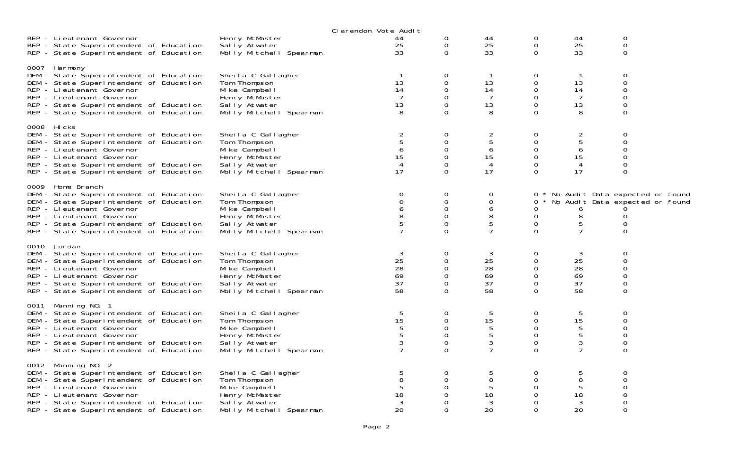Clarendon Vote Audit

| | | | | | | | |
|---|---|---|---|---|---|---|---|
| REP - Lieutenant Governor | Henry McMaster | 44 | 0 | 44 | 0 | 44 | 0 |
| REP - State Superintendent of Education | Sally Atwater | 25 | 0 | 25 | 0 | 25 | 0 |
| REP - State Superintendent of Education | Molly Mitchell Spearman | 33 | 0 | 33 | 0 | 33 | 0 |
| **0007 Harmony** | | | | | | | |
| DEM - State Superintendent of Education | Sheila C Gallagher | 1 | 0 | 1 | 0 | 1 | 0 |
| DEM - State Superintendent of Education | Tom Thompson | 13 | 0 | 13 | 0 | 13 | 0 |
| REP - Lieutenant Governor | Mike Campbell | 14 | 0 | 14 | 0 | 14 | 0 |
| REP - Lieutenant Governor | Henry McMaster | 7 | 0 | 7 | 0 | 7 | 0 |
| REP - State Superintendent of Education | Sally Atwater | 13 | 0 | 13 | 0 | 13 | 0 |
| REP - State Superintendent of Education | Molly Mitchell Spearman | 8 | 0 | 8 | 0 | 8 | 0 |
| **0008 Hicks** | | | | | | | |
| DEM - State Superintendent of Education | Sheila C Gallagher | 2 | 0 | 2 | 0 | 2 | 0 |
| DEM - State Superintendent of Education | Tom Thompson | 5 | 0 | 5 | 0 | 5 | 0 |
| REP - Lieutenant Governor | Mike Campbell | 6 | 0 | 6 | 0 | 6 | 0 |
| REP - Lieutenant Governor | Henry McMaster | 15 | 0 | 15 | 0 | 15 | 0 |
| REP - State Superintendent of Education | Sally Atwater | 4 | 0 | 4 | 0 | 4 | 0 |
| REP - State Superintendent of Education | Molly Mitchell Spearman | 17 | 0 | 17 | 0 | 17 | 0 |
| **0009 Home Branch** | | | | | | | |
| DEM - State Superintendent of Education | Sheila C Gallagher | 0 | 0 | 0 | 0 * No Audit Data expected or found | | |
| DEM - State Superintendent of Education | Tom Thompson | 0 | 0 | 0 | 0 * No Audit Data expected or found | | |
| REP - Lieutenant Governor | Mike Campbell | 6 | 0 | 6 | 0 | 6 | 0 |
| REP - Lieutenant Governor | Henry McMaster | 8 | 0 | 8 | 0 | 8 | 0 |
| REP - State Superintendent of Education | Sally Atwater | 5 | 0 | 5 | 0 | 5 | 0 |
| REP - State Superintendent of Education | Molly Mitchell Spearman | 7 | 0 | 7 | 0 | 7 | 0 |
| **0010 Jordan** | | | | | | | |
| DEM - State Superintendent of Education | Sheila C Gallagher | 3 | 0 | 3 | 0 | 3 | 0 |
| DEM - State Superintendent of Education | Tom Thompson | 25 | 0 | 25 | 0 | 25 | 0 |
| REP - Lieutenant Governor | Mike Campbell | 28 | 0 | 28 | 0 | 28 | 0 |
| REP - Lieutenant Governor | Henry McMaster | 69 | 0 | 69 | 0 | 69 | 0 |
| REP - State Superintendent of Education | Sally Atwater | 37 | 0 | 37 | 0 | 37 | 0 |
| REP - State Superintendent of Education | Molly Mitchell Spearman | 58 | 0 | 58 | 0 | 58 | 0 |
| **0011 Manning NO. 1** | | | | | | | |
| DEM - State Superintendent of Education | Sheila C Gallagher | 5 | 0 | 5 | 0 | 5 | 0 |
| DEM - State Superintendent of Education | Tom Thompson | 15 | 0 | 15 | 0 | 15 | 0 |
| REP - Lieutenant Governor | Mike Campbell | 5 | 0 | 5 | 0 | 5 | 0 |
| REP - Lieutenant Governor | Henry McMaster | 5 | 0 | 5 | 0 | 5 | 0 |
| REP - State Superintendent of Education | Sally Atwater | 3 | 0 | 3 | 0 | 3 | 0 |
| REP - State Superintendent of Education | Molly Mitchell Spearman | 7 | 0 | 7 | 0 | 7 | 0 |
| **0012 Manning NO. 2** | | | | | | | |
| DEM - State Superintendent of Education | Sheila C Gallagher | 5 | 0 | 5 | 0 | 5 | 0 |
| DEM - State Superintendent of Education | Tom Thompson | 8 | 0 | 8 | 0 | 8 | 0 |
| REP - Lieutenant Governor | Mike Campbell | 5 | 0 | 5 | 0 | 5 | 0 |
| REP - Lieutenant Governor | Henry McMaster | 18 | 0 | 18 | 0 | 18 | 0 |
| REP - State Superintendent of Education | Sally Atwater | 3 | 0 | 3 | 0 | 3 | 0 |
| REP - State Superintendent of Education | Molly Mitchell Spearman | 20 | 0 | 20 | 0 | 20 | 0 |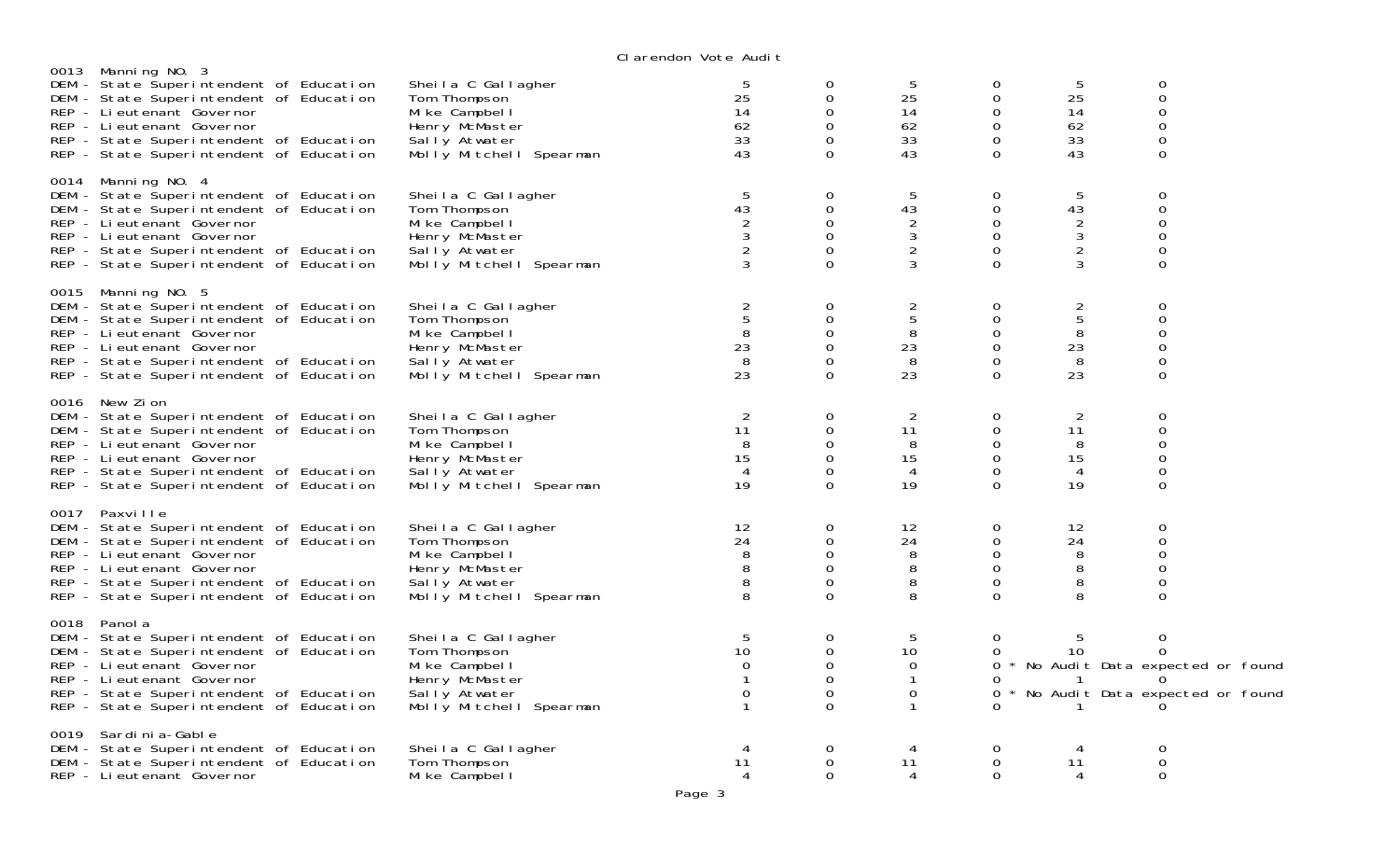Clarendon Vote Audit

0013 Manning NO. 3

| Contest | Candidate | | | | | | |
|---|---|---|---|---|---|---|---|
| DEM - State Superintendent of Education | Sheila C Gallagher | 5 | 0 | 5 | 0 | 5 | 0 |
| DEM - State Superintendent of Education | Tom Thompson | 25 | 0 | 25 | 0 | 25 | 0 |
| REP - Lieutenant Governor | Mike Campbell | 14 | 0 | 14 | 0 | 14 | 0 |
| REP - Lieutenant Governor | Henry McMaster | 62 | 0 | 62 | 0 | 62 | 0 |
| REP - State Superintendent of Education | Sally Atwater | 33 | 0 | 33 | 0 | 33 | 0 |
| REP - State Superintendent of Education | Molly Mitchell Spearman | 43 | 0 | 43 | 0 | 43 | 0 |

0014 Manning NO. 4

| Contest | Candidate | | | | | | |
|---|---|---|---|---|---|---|---|
| DEM - State Superintendent of Education | Sheila C Gallagher | 5 | 0 | 5 | 0 | 5 | 0 |
| DEM - State Superintendent of Education | Tom Thompson | 43 | 0 | 43 | 0 | 43 | 0 |
| REP - Lieutenant Governor | Mike Campbell | 2 | 0 | 2 | 0 | 2 | 0 |
| REP - Lieutenant Governor | Henry McMaster | 3 | 0 | 3 | 0 | 3 | 0 |
| REP - State Superintendent of Education | Sally Atwater | 2 | 0 | 2 | 0 | 2 | 0 |
| REP - State Superintendent of Education | Molly Mitchell Spearman | 3 | 0 | 3 | 0 | 3 | 0 |

0015 Manning NO. 5

| Contest | Candidate | | | | | | |
|---|---|---|---|---|---|---|---|
| DEM - State Superintendent of Education | Sheila C Gallagher | 2 | 0 | 2 | 0 | 2 | 0 |
| DEM - State Superintendent of Education | Tom Thompson | 5 | 0 | 5 | 0 | 5 | 0 |
| REP - Lieutenant Governor | Mike Campbell | 8 | 0 | 8 | 0 | 8 | 0 |
| REP - Lieutenant Governor | Henry McMaster | 23 | 0 | 23 | 0 | 23 | 0 |
| REP - State Superintendent of Education | Sally Atwater | 8 | 0 | 8 | 0 | 8 | 0 |
| REP - State Superintendent of Education | Molly Mitchell Spearman | 23 | 0 | 23 | 0 | 23 | 0 |

0016 New Zion

| Contest | Candidate | | | | | | |
|---|---|---|---|---|---|---|---|
| DEM - State Superintendent of Education | Sheila C Gallagher | 2 | 0 | 2 | 0 | 2 | 0 |
| DEM - State Superintendent of Education | Tom Thompson | 11 | 0 | 11 | 0 | 11 | 0 |
| REP - Lieutenant Governor | Mike Campbell | 8 | 0 | 8 | 0 | 8 | 0 |
| REP - Lieutenant Governor | Henry McMaster | 15 | 0 | 15 | 0 | 15 | 0 |
| REP - State Superintendent of Education | Sally Atwater | 4 | 0 | 4 | 0 | 4 | 0 |
| REP - State Superintendent of Education | Molly Mitchell Spearman | 19 | 0 | 19 | 0 | 19 | 0 |

0017 Paxville

| Contest | Candidate | | | | | | |
|---|---|---|---|---|---|---|---|
| DEM - State Superintendent of Education | Sheila C Gallagher | 12 | 0 | 12 | 0 | 12 | 0 |
| DEM - State Superintendent of Education | Tom Thompson | 24 | 0 | 24 | 0 | 24 | 0 |
| REP - Lieutenant Governor | Mike Campbell | 8 | 0 | 8 | 0 | 8 | 0 |
| REP - Lieutenant Governor | Henry McMaster | 8 | 0 | 8 | 0 | 8 | 0 |
| REP - State Superintendent of Education | Sally Atwater | 8 | 0 | 8 | 0 | 8 | 0 |
| REP - State Superintendent of Education | Molly Mitchell Spearman | 8 | 0 | 8 | 0 | 8 | 0 |

0018 Panola

| Contest | Candidate | | | | | | |
|---|---|---|---|---|---|---|---|
| DEM - State Superintendent of Education | Sheila C Gallagher | 5 | 0 | 5 | 0 | 5 | 0 |
| DEM - State Superintendent of Education | Tom Thompson | 10 | 0 | 10 | 0 | 10 | 0 |
| REP - Lieutenant Governor | Mike Campbell | 0 | 0 | 0 | 0 * No Audit Data expected or found | | |
| REP - Lieutenant Governor | Henry McMaster | 1 | 0 | 1 | 0 | 1 | 0 |
| REP - State Superintendent of Education | Sally Atwater | 0 | 0 | 0 | 0 * No Audit Data expected or found | | |
| REP - State Superintendent of Education | Molly Mitchell Spearman | 1 | 0 | 1 | 0 | 1 | 0 |

0019 Sardinia-Gable

| Contest | Candidate | | | | | | |
|---|---|---|---|---|---|---|---|
| DEM - State Superintendent of Education | Sheila C Gallagher | 4 | 0 | 4 | 0 | 4 | 0 |
| DEM - State Superintendent of Education | Tom Thompson | 11 | 0 | 11 | 0 | 11 | 0 |
| REP - Lieutenant Governor | Mike Campbell | 4 | 0 | 4 | 0 | 4 | 0 |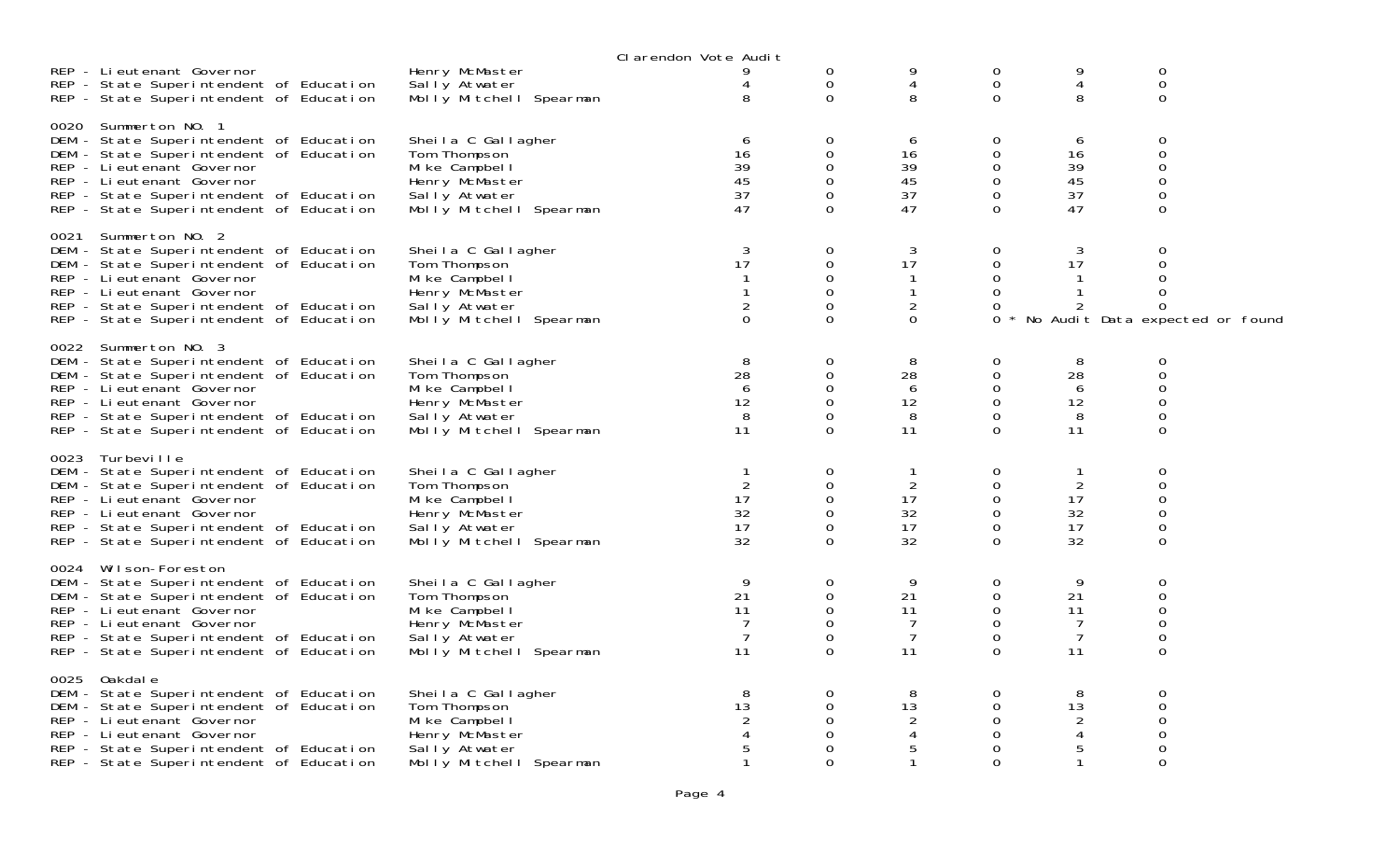Clarendon Vote Audit

| Contest | Candidate | | | | | | |
|---|---|---|---|---|---|---|---|
| REP - Lieutenant Governor | Henry McMaster | 9 | 0 | 9 | 0 | 9 | 0 |
| REP - State Superintendent of Education | Sally Atwater | 4 | 0 | 4 | 0 | 4 | 0 |
| REP - State Superintendent of Education | Molly Mitchell Spearman | 8 | 0 | 8 | 0 | 8 | 0 |
| **0020 Summerton NO. 1** | | | | | | | |
| DEM - State Superintendent of Education | Sheila C Gallagher | 6 | 0 | 6 | 0 | 6 | 0 |
| DEM - State Superintendent of Education | Tom Thompson | 16 | 0 | 16 | 0 | 16 | 0 |
| REP - Lieutenant Governor | Mike Campbell | 39 | 0 | 39 | 0 | 39 | 0 |
| REP - Lieutenant Governor | Henry McMaster | 45 | 0 | 45 | 0 | 45 | 0 |
| REP - State Superintendent of Education | Sally Atwater | 37 | 0 | 37 | 0 | 37 | 0 |
| REP - State Superintendent of Education | Molly Mitchell Spearman | 47 | 0 | 47 | 0 | 47 | 0 |
| **0021 Summerton NO. 2** | | | | | | | |
| DEM - State Superintendent of Education | Sheila C Gallagher | 3 | 0 | 3 | 0 | 3 | 0 |
| DEM - State Superintendent of Education | Tom Thompson | 17 | 0 | 17 | 0 | 17 | 0 |
| REP - Lieutenant Governor | Mike Campbell | 1 | 0 | 1 | 0 | 1 | 0 |
| REP - Lieutenant Governor | Henry McMaster | 1 | 0 | 1 | 0 | 1 | 0 |
| REP - State Superintendent of Education | Sally Atwater | 2 | 0 | 2 | 0 | 2 | 0 |
| REP - State Superintendent of Education | Molly Mitchell Spearman | 0 | 0 | 0 | 0 * No Audit Data expected or found | | |
| **0022 Summerton NO. 3** | | | | | | | |
| DEM - State Superintendent of Education | Sheila C Gallagher | 8 | 0 | 8 | 0 | 8 | 0 |
| DEM - State Superintendent of Education | Tom Thompson | 28 | 0 | 28 | 0 | 28 | 0 |
| REP - Lieutenant Governor | Mike Campbell | 6 | 0 | 6 | 0 | 6 | 0 |
| REP - Lieutenant Governor | Henry McMaster | 12 | 0 | 12 | 0 | 12 | 0 |
| REP - State Superintendent of Education | Sally Atwater | 8 | 0 | 8 | 0 | 8 | 0 |
| REP - State Superintendent of Education | Molly Mitchell Spearman | 11 | 0 | 11 | 0 | 11 | 0 |
| **0023 Turbeville** | | | | | | | |
| DEM - State Superintendent of Education | Sheila C Gallagher | 1 | 0 | 1 | 0 | 1 | 0 |
| DEM - State Superintendent of Education | Tom Thompson | 2 | 0 | 2 | 0 | 2 | 0 |
| REP - Lieutenant Governor | Mike Campbell | 17 | 0 | 17 | 0 | 17 | 0 |
| REP - Lieutenant Governor | Henry McMaster | 32 | 0 | 32 | 0 | 32 | 0 |
| REP - State Superintendent of Education | Sally Atwater | 17 | 0 | 17 | 0 | 17 | 0 |
| REP - State Superintendent of Education | Molly Mitchell Spearman | 32 | 0 | 32 | 0 | 32 | 0 |
| **0024 Wilson-Foreston** | | | | | | | |
| DEM - State Superintendent of Education | Sheila C Gallagher | 9 | 0 | 9 | 0 | 9 | 0 |
| DEM - State Superintendent of Education | Tom Thompson | 21 | 0 | 21 | 0 | 21 | 0 |
| REP - Lieutenant Governor | Mike Campbell | 11 | 0 | 11 | 0 | 11 | 0 |
| REP - Lieutenant Governor | Henry McMaster | 7 | 0 | 7 | 0 | 7 | 0 |
| REP - State Superintendent of Education | Sally Atwater | 7 | 0 | 7 | 0 | 7 | 0 |
| REP - State Superintendent of Education | Molly Mitchell Spearman | 11 | 0 | 11 | 0 | 11 | 0 |
| **0025 Oakdale** | | | | | | | |
| DEM - State Superintendent of Education | Sheila C Gallagher | 8 | 0 | 8 | 0 | 8 | 0 |
| DEM - State Superintendent of Education | Tom Thompson | 13 | 0 | 13 | 0 | 13 | 0 |
| REP - Lieutenant Governor | Mike Campbell | 2 | 0 | 2 | 0 | 2 | 0 |
| REP - Lieutenant Governor | Henry McMaster | 4 | 0 | 4 | 0 | 4 | 0 |
| REP - State Superintendent of Education | Sally Atwater | 5 | 0 | 5 | 0 | 5 | 0 |
| REP - State Superintendent of Education | Molly Mitchell Spearman | 1 | 0 | 1 | 0 | 1 | 0 |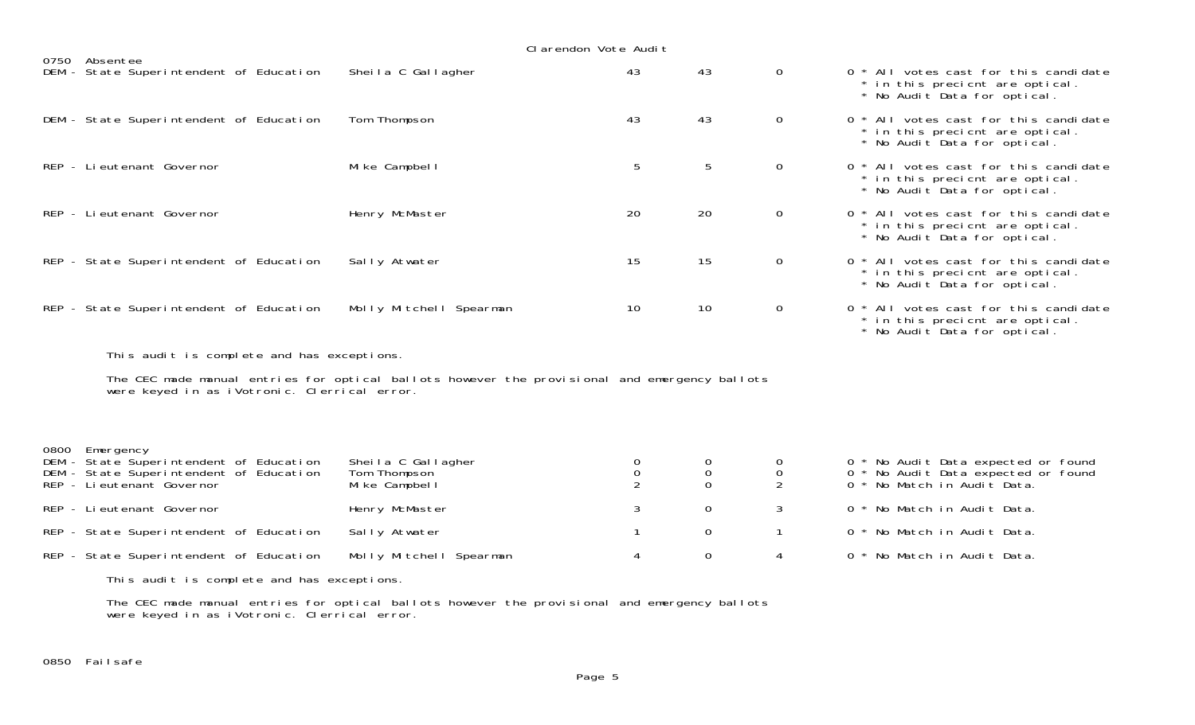Clarendon Vote Audit

0750 Absentee

| Contest | Candidate | | | | | |
|---|---|---|---|---|---|---|
| DEM - State Superintendent of Education | Sheila C Gallagher | 43 | 43 | 0 | 0 | * All votes cast for this candidate * in this precicnt are optical. * No Audit Data for optical. |
| DEM - State Superintendent of Education | Tom Thompson | 43 | 43 | 0 | 0 | * All votes cast for this candidate * in this precicnt are optical. * No Audit Data for optical. |
| REP - Lieutenant Governor | Mike Campbell | 5 | 5 | 0 | 0 | * All votes cast for this candidate * in this precicnt are optical. * No Audit Data for optical. |
| REP - Lieutenant Governor | Henry McMaster | 20 | 20 | 0 | 0 | * All votes cast for this candidate * in this precicnt are optical. * No Audit Data for optical. |
| REP - State Superintendent of Education | Sally Atwater | 15 | 15 | 0 | 0 | * All votes cast for this candidate * in this precicnt are optical. * No Audit Data for optical. |
| REP - State Superintendent of Education | Molly Mitchell Spearman | 10 | 10 | 0 | 0 | * All votes cast for this candidate * in this precicnt are optical. * No Audit Data for optical. |

This audit is complete and has exceptions.

The CEC made manual entries for optical ballots however the provisional and emergency ballots were keyed in as iVotronic. Clerical error.

0800 Emergency

| Contest | Candidate | | | | | |
|---|---|---|---|---|---|---|
| DEM - State Superintendent of Education | Sheila C Gallagher | 0 | 0 | 0 | 0 | * No Audit Data expected or found |
| DEM - State Superintendent of Education | Tom Thompson | 0 | 0 | 0 | 0 | * No Audit Data expected or found |
| REP - Lieutenant Governor | Mike Campbell | 2 | 0 | 2 | 0 | * No Match in Audit Data. |
| REP - Lieutenant Governor | Henry McMaster | 3 | 0 | 3 | 0 | * No Match in Audit Data. |
| REP - State Superintendent of Education | Sally Atwater | 1 | 0 | 1 | 0 | * No Match in Audit Data. |
| REP - State Superintendent of Education | Molly Mitchell Spearman | 4 | 0 | 4 | 0 | * No Match in Audit Data. |

This audit is complete and has exceptions.

The CEC made manual entries for optical ballots however the provisional and emergency ballots were keyed in as iVotronic. Clerical error.

0850 Failsafe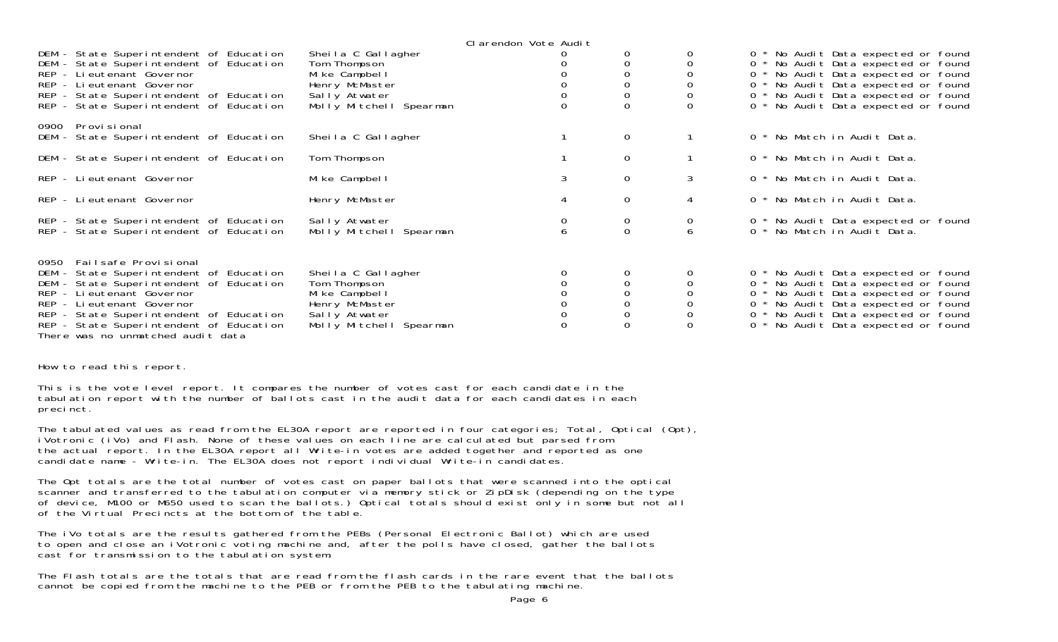Clarendon Vote Audit

| | | | | | |
|---|---|---|---|---|---|
| DEM - State Superintendent of Education | Sheila C Gallagher | 0 | 0 | 0 | 0 * No Audit Data expected or found |
| DEM - State Superintendent of Education | Tom Thompson | 0 | 0 | 0 | 0 * No Audit Data expected or found |
| REP - Lieutenant Governor | Mike Campbell | 0 | 0 | 0 | 0 * No Audit Data expected or found |
| REP - Lieutenant Governor | Henry McMaster | 0 | 0 | 0 | 0 * No Audit Data expected or found |
| REP - State Superintendent of Education | Sally Atwater | 0 | 0 | 0 | 0 * No Audit Data expected or found |
| REP - State Superintendent of Education | Molly Mitchell Spearman | 0 | 0 | 0 | 0 * No Audit Data expected or found |
| **0900 Provisional** | | | | | |
| DEM - State Superintendent of Education | Sheila C Gallagher | 1 | 0 | 1 | 0 * No Match in Audit Data. |
| DEM - State Superintendent of Education | Tom Thompson | 1 | 0 | 1 | 0 * No Match in Audit Data. |
| REP - Lieutenant Governor | Mike Campbell | 3 | 0 | 3 | 0 * No Match in Audit Data. |
| REP - Lieutenant Governor | Henry McMaster | 4 | 0 | 4 | 0 * No Match in Audit Data. |
| REP - State Superintendent of Education | Sally Atwater | 0 | 0 | 0 | 0 * No Audit Data expected or found |
| REP - State Superintendent of Education | Molly Mitchell Spearman | 6 | 0 | 6 | 0 * No Match in Audit Data. |
| **0950 Failsafe Provisional** | | | | | |
| DEM - State Superintendent of Education | Sheila C Gallagher | 0 | 0 | 0 | 0 * No Audit Data expected or found |
| DEM - State Superintendent of Education | Tom Thompson | 0 | 0 | 0 | 0 * No Audit Data expected or found |
| REP - Lieutenant Governor | Mike Campbell | 0 | 0 | 0 | 0 * No Audit Data expected or found |
| REP - Lieutenant Governor | Henry McMaster | 0 | 0 | 0 | 0 * No Audit Data expected or found |
| REP - State Superintendent of Education | Sally Atwater | 0 | 0 | 0 | 0 * No Audit Data expected or found |
| REP - State Superintendent of Education | Molly Mitchell Spearman | 0 | 0 | 0 | 0 * No Audit Data expected or found |

There was no unmatched audit data

How to read this report.

This is the vote level report. It compares the number of votes cast for each candidate in the tabulation report with the number of ballots cast in the audit data for each candidates in each precinct.

The tabulated values as read from the EL30A report are reported in four categories; Total, Optical (Opt), iVotronic (iVo) and Flash. None of these values on each line are calculated but parsed from the actual report. In the EL30A report all Write-in votes are added together and reported as one candidate name - Write-in. The EL30A does not report individual Write-in candidates.

The Opt totals are the total number of votes cast on paper ballots that were scanned into the optical scanner and transferred to the tabulation computer via memory stick or ZipDisk (depending on the type of device, M100 or M650 used to scan the ballots.) Optical totals should exist only in some but not all of the Virtual Precincts at the bottom of the table.

The iVo totals are the results gathered from the PEBs (Personal Electronic Ballot) which are used to open and close an iVotronic voting machine and, after the polls have closed, gather the ballots cast for transmission to the tabulation system.

The Flash totals are the totals that are read from the flash cards in the rare event that the ballots cannot be copied from the machine to the PEB or from the PEB to the tabulating machine.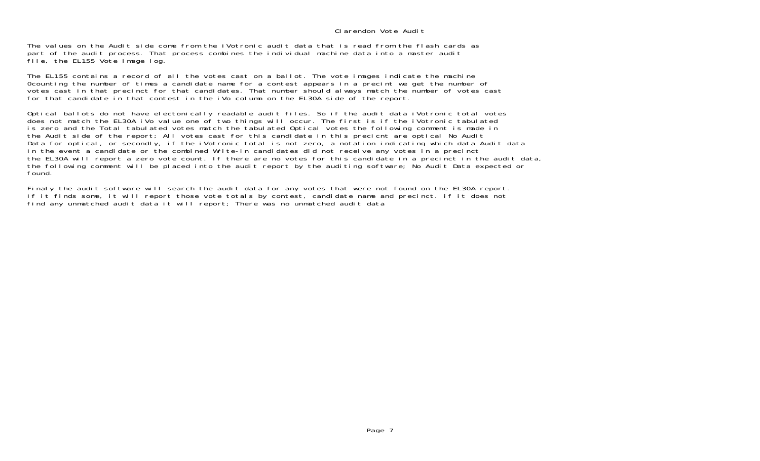# Clarendon Vote Audit

The values on the Audit side come from the iVotronic audit data that is read from the flash cards as part of the audit process. That process combines the individual machine data into a master audit file, the EL155 Vote image log.

The EL155 contains a record of all the votes cast on a ballot. The vote images indicate the machine 0counting the number of times a candidate name for a contest appears in a precint we get the number of votes cast in that precinct for that candidates. That number should always match the number of votes cast for that candidate in that contest in the iVo column on the EL30A side of the report.

Optical ballots do not have electonically readable audit files. So if the audit data iVotronic total votes does not match the EL30A iVo value one of two things will occur. The first is if the iVotronic tabulated is zero and the Total tabulated votes match the tabulated Optical votes the following comment is made in the Audit side of the report; All votes cast for this candidate in this precicnt are optical No Audit Data for optical, or secondly, if the iVotronic total is not zero, a notation indicating which data Audit data In the event a candidate or the combined Write-in candidates did not receive any votes in a precinct the EL30A will report a zero vote count. If there are no votes for this candidate in a precinct in the audit data, the following comment will be placed into the audit report by the auditing software; No Audit Data expected or found.

Finaly the audit software will search the audit data for any votes that were not found on the EL30A report. If it finds some, it will report those vote totals by contest, candidate name and precinct. if it does not find any unmatched audit data it will report; There was no unmatched audit data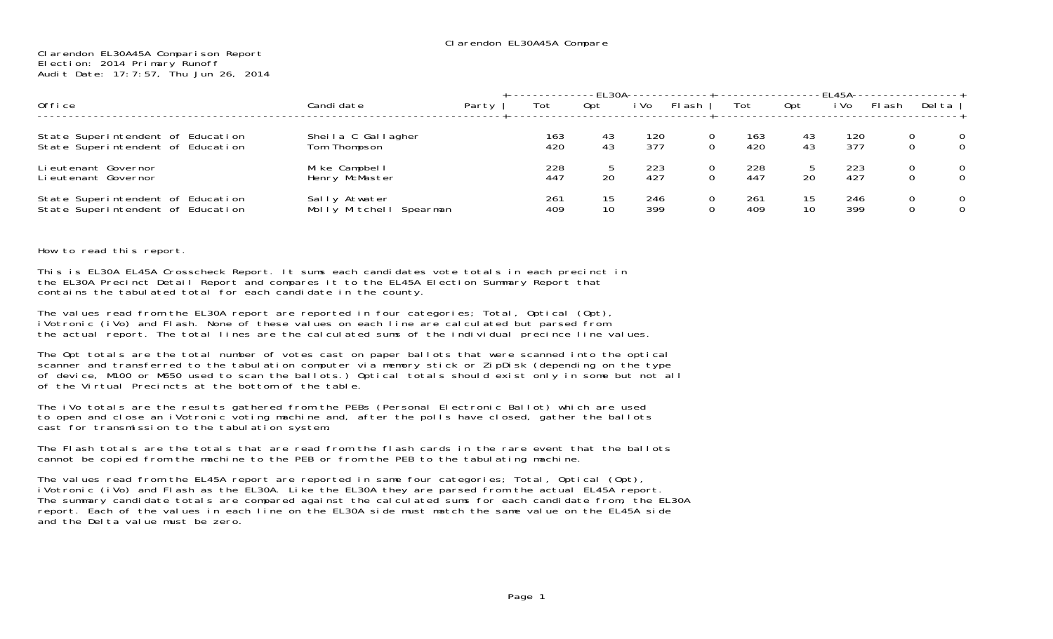Clarendon EL30A45A Compare

Clarendon EL30A45A Comparison Report
Election: 2014 Primary Runoff
Audit Date: 17:7:57, Thu Jun 26, 2014

| Office | Candidate | Party | EL30A Tot | EL30A Opt | EL30A iVo | EL30A Flash | EL45A Tot | EL45A Opt | EL45A iVo | EL45A Flash | Delta |
|---|---|---|---|---|---|---|---|---|---|---|---|
| State Superintendent of Education | Sheila C Gallagher | | 163 | 43 | 120 | 0 | 163 | 43 | 120 | 0 | 0 |
| State Superintendent of Education | Tom Thompson | | 420 | 43 | 377 | 0 | 420 | 43 | 377 | 0 | 0 |
| Lieutenant Governor | Mike Campbell | | 228 | 5 | 223 | 0 | 228 | 5 | 223 | 0 | 0 |
| Lieutenant Governor | Henry McMaster | | 447 | 20 | 427 | 0 | 447 | 20 | 427 | 0 | 0 |
| State Superintendent of Education | Sally Atwater | | 261 | 15 | 246 | 0 | 261 | 15 | 246 | 0 | 0 |
| State Superintendent of Education | Molly Mitchell Spearman | | 409 | 10 | 399 | 0 | 409 | 10 | 399 | 0 | 0 |

How to read this report.

This is EL30A EL45A Crosscheck Report. It sums each candidates vote totals in each precinct in the EL30A Precinct Detail Report and compares it to the EL45A Election Summary Report that contains the tabulated total for each candidate in the county.

The values read from the EL30A report are reported in four categories; Total, Optical (Opt), iVotronic (iVo) and Flash. None of these values on each line are calculated but parsed from the actual report. The total lines are the calculated sums of the individual precince line values.

The Opt totals are the total number of votes cast on paper ballots that were scanned into the optical scanner and transferred to the tabulation computer via memory stick or ZipDisk (depending on the type of device, M100 or M650 used to scan the ballots.) Optical totals should exist only in some but not all of the Virtual Precincts at the bottom of the table.

The iVo totals are the results gathered from the PEBs (Personal Electronic Ballot) which are used to open and close an iVotronic voting machine and, after the polls have closed, gather the ballots cast for transmission to the tabulation system.

The Flash totals are the totals that are read from the flash cards in the rare event that the ballots cannot be copied from the machine to the PEB or from the PEB to the tabulating machine.

The values read from the EL45A report are reported in same four categories; Total, Optical (Opt), iVotronic (iVo) and Flash as the EL30A. Like the EL30A they are parsed from the actual EL45A report. The summary candidate totals are compared against the calculated sums for each candidate from, the EL30A report. Each of the values in each line on the EL30A side must match the same value on the EL45A side and the Delta value must be zero.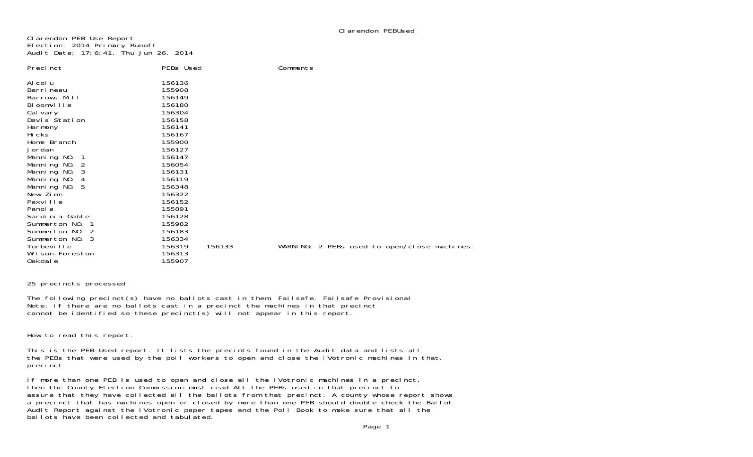Clarendon PEB Use Report
Election: 2014 Primary Runoff
Audit Date: 17:6:41, Thu Jun 26, 2014

| Precinct | PEBs Used | | Comments |
|---|---|---|---|
| Alcolu | 156136 | | |
| Barrineau | 155908 | | |
| Barrows Mill | 156149 | | |
| Bloomville | 156180 | | |
| Calvary | 156304 | | |
| Davis Station | 156158 | | |
| Harmony | 156141 | | |
| Hicks | 156167 | | |
| Home Branch | 155900 | | |
| Jordan | 156127 | | |
| Manning NO. 1 | 156147 | | |
| Manning NO. 2 | 156054 | | |
| Manning NO. 3 | 156131 | | |
| Manning NO. 4 | 156119 | | |
| Manning NO. 5 | 156348 | | |
| New Zion | 156322 | | |
| Paxville | 156152 | | |
| Panola | 155891 | | |
| Sardinia-Gable | 156128 | | |
| Summerton NO. 1 | 155982 | | |
| Summerton NO. 2 | 156183 | | |
| Summerton NO. 3 | 156334 | | |
| Turbeville | 156319 | 156133 | WARNING: 2 PEBs used to open/close machines. |
| Wilson-Foreston | 156313 | | |
| Oakdale | 155907 | | |

25 precincts processed

The following precinct(s) have no ballots cast in them: Failsafe, Failsafe Provisional
Note: if there are no ballots cast in a precinct the machines in that precinct
cannot be identified so these precinct(s) will not appear in this report.

How to read this report.

This is the PEB Used report. It lists the precints found in the Audit data and lists all
the PEBs that were used by the poll workers to open and close the iVotronic machines in that.
precinct.

If more than one PEB is used to open and close all the iVotronic machines in a precinct,
then the County Election Commission must read ALL the PEBs used in that precinct to
assure that they have collected all the ballots from that precinct. A county whose report shows
a precinct that has machines open or closed by more than one PEB should double check the Ballot
Audit Report against the iVotronic paper tapes and the Poll Book to make sure that all the
ballots have been collected and tabulated.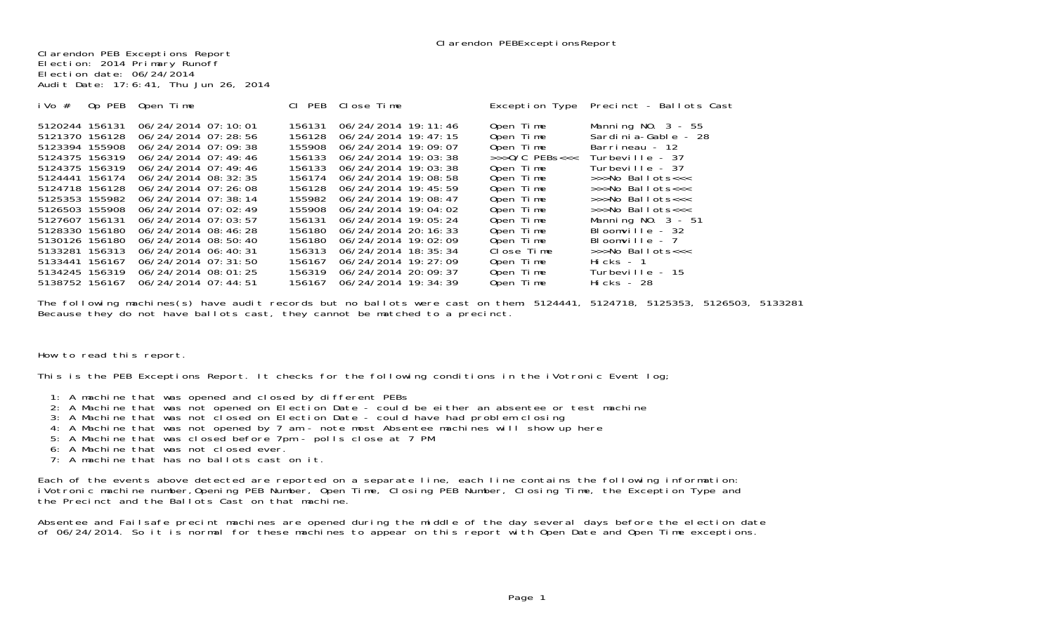Clarendon PEBExceptionsReport

Clarendon PEB Exceptions Report
Election: 2014 Primary Runoff
Election date: 06/24/2014
Audit Date: 17:6:41, Thu Jun 26, 2014

| iVo # | Op PEB | Open Time | Cl PEB | Close Time | Exception Type | Precinct - Ballots Cast |
|---|---|---|---|---|---|---|
| 5120244 | 156131 | 06/24/2014 07:10:01 | 156131 | 06/24/2014 19:11:46 | Open Time | Manning NO. 3 - 55 |
| 5121370 | 156128 | 06/24/2014 07:28:56 | 156128 | 06/24/2014 19:47:15 | Open Time | Sardinia-Gable - 28 |
| 5123394 | 155908 | 06/24/2014 07:09:38 | 155908 | 06/24/2014 19:09:07 | Open Time | Barrineau - 12 |
| 5124375 | 156319 | 06/24/2014 07:49:46 | 156133 | 06/24/2014 19:03:38 | >>>O/C PEBs<<< | Turbeville - 37 |
| 5124375 | 156319 | 06/24/2014 07:49:46 | 156133 | 06/24/2014 19:03:38 | Open Time | Turbeville - 37 |
| 5124441 | 156174 | 06/24/2014 08:32:35 | 156174 | 06/24/2014 19:08:58 | Open Time | >>>No Ballots<<< |
| 5124718 | 156128 | 06/24/2014 07:26:08 | 156128 | 06/24/2014 19:45:59 | Open Time | >>>No Ballots<<< |
| 5125353 | 155982 | 06/24/2014 07:38:14 | 155982 | 06/24/2014 19:08:47 | Open Time | >>>No Ballots<<< |
| 5126503 | 155908 | 06/24/2014 07:02:49 | 155908 | 06/24/2014 19:04:02 | Open Time | >>>No Ballots<<< |
| 5127607 | 156131 | 06/24/2014 07:03:57 | 156131 | 06/24/2014 19:05:24 | Open Time | Manning NO. 3 - 51 |
| 5128330 | 156180 | 06/24/2014 08:46:28 | 156180 | 06/24/2014 20:16:33 | Open Time | Bloomville - 32 |
| 5130126 | 156180 | 06/24/2014 08:50:40 | 156180 | 06/24/2014 19:02:09 | Open Time | Bloomville - 7 |
| 5133281 | 156313 | 06/24/2014 06:40:31 | 156313 | 06/24/2014 18:35:34 | Close Time | >>>No Ballots<<< |
| 5133441 | 156167 | 06/24/2014 07:31:50 | 156167 | 06/24/2014 19:27:09 | Open Time | Hicks - 1 |
| 5134245 | 156319 | 06/24/2014 08:01:25 | 156319 | 06/24/2014 20:09:37 | Open Time | Turbeville - 15 |
| 5138752 | 156167 | 06/24/2014 07:44:51 | 156167 | 06/24/2014 19:34:39 | Open Time | Hicks - 28 |

The following machines(s) have audit records but no ballots were cast on them: 5124441, 5124718, 5125353, 5126503, 5133281
Because they do not have ballots cast, they cannot be matched to a precinct.

How to read this report.

This is the PEB Exceptions Report. It checks for the following conditions in the iVotronic Event log;

1: A machine that was opened and closed by different PEBs
2: A Machine that was not opened on Election Date - could be either an absentee or test machine
3: A Machine that was not closed on Election Date - could have had problem closing
4: A Machine that was not opened by 7 am - note most Absentee machines will show up here
5: A Machine that was closed before 7pm - polls close at 7 PM
6: A Machine that was not closed ever.
7: A machine that has no ballots cast on it.

Each of the events above detected are reported on a separate line, each line contains the following information:
iVotronic machine number,Opening PEB Number, Open Time, Closing PEB Number, Closing Time, the Exception Type and the Precinct and the Ballots Cast on that machine.

Absentee and Failsafe precint machines are opened during the middle of the day several days before the election date of 06/24/2014. So it is normal for these machines to appear on this report with Open Date and Open Time exceptions.